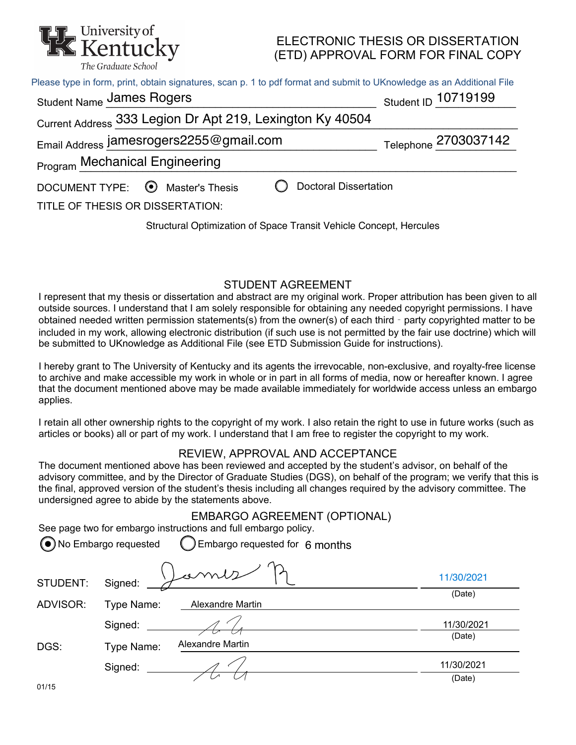University of Kentucky
*The Graduate School*

# ELECTRONIC THESIS OR DISSERTATION (ETD) APPROVAL FORM FOR FINAL COPY

Please type in form, print, obtain signatures, scan p. 1 to pdf format and submit to UKnowledge as an Additional File

Student Name James Rogers　　Student ID 10719199

Current Address 333 Legion Dr Apt 219, Lexington Ky 40504

Email Address jamesrogers2255@gmail.com　　Telephone 2703037142

Program Mechanical Engineering

DOCUMENT TYPE: (●) Master's Thesis　( ) Doctoral Dissertation

TITLE OF THESIS OR DISSERTATION:

Structural Optimization of Space Transit Vehicle Concept, Hercules

## STUDENT AGREEMENT

I represent that my thesis or dissertation and abstract are my original work. Proper attribution has been given to all outside sources. I understand that I am solely responsible for obtaining any needed copyright permissions. I have obtained needed written permission statements(s) from the owner(s) of each third - party copyrighted matter to be included in my work, allowing electronic distribution (if such use is not permitted by the fair use doctrine) which will be submitted to UKnowledge as Additional File (see ETD Submission Guide for instructions).

I hereby grant to The University of Kentucky and its agents the irrevocable, non-exclusive, and royalty-free license to archive and make accessible my work in whole or in part in all forms of media, now or hereafter known. I agree that the document mentioned above may be made available immediately for worldwide access unless an embargo applies.

I retain all other ownership rights to the copyright of my work. I also retain the right to use in future works (such as articles or books) all or part of my work. I understand that I am free to register the copyright to my work.

## REVIEW, APPROVAL AND ACCEPTANCE

The document mentioned above has been reviewed and accepted by the student's advisor, on behalf of the advisory committee, and by the Director of Graduate Studies (DGS), on behalf of the program; we verify that this is the final, approved version of the student's thesis including all changes required by the advisory committee. The undersigned agree to abide by the statements above.

## EMBARGO AGREEMENT (OPTIONAL)

See page two for embargo instructions and full embargo policy.

(●) No Embargo requested　( ) Embargo requested for 6 months

STUDENT: Signed: James R　　11/30/2021 (Date)

ADVISOR: Type Name: Alexandre Martin

Signed: [signature]　　11/30/2021 (Date)

DGS: Type Name: Alexandre Martin

Signed: [signature]　　11/30/2021 (Date)

01/15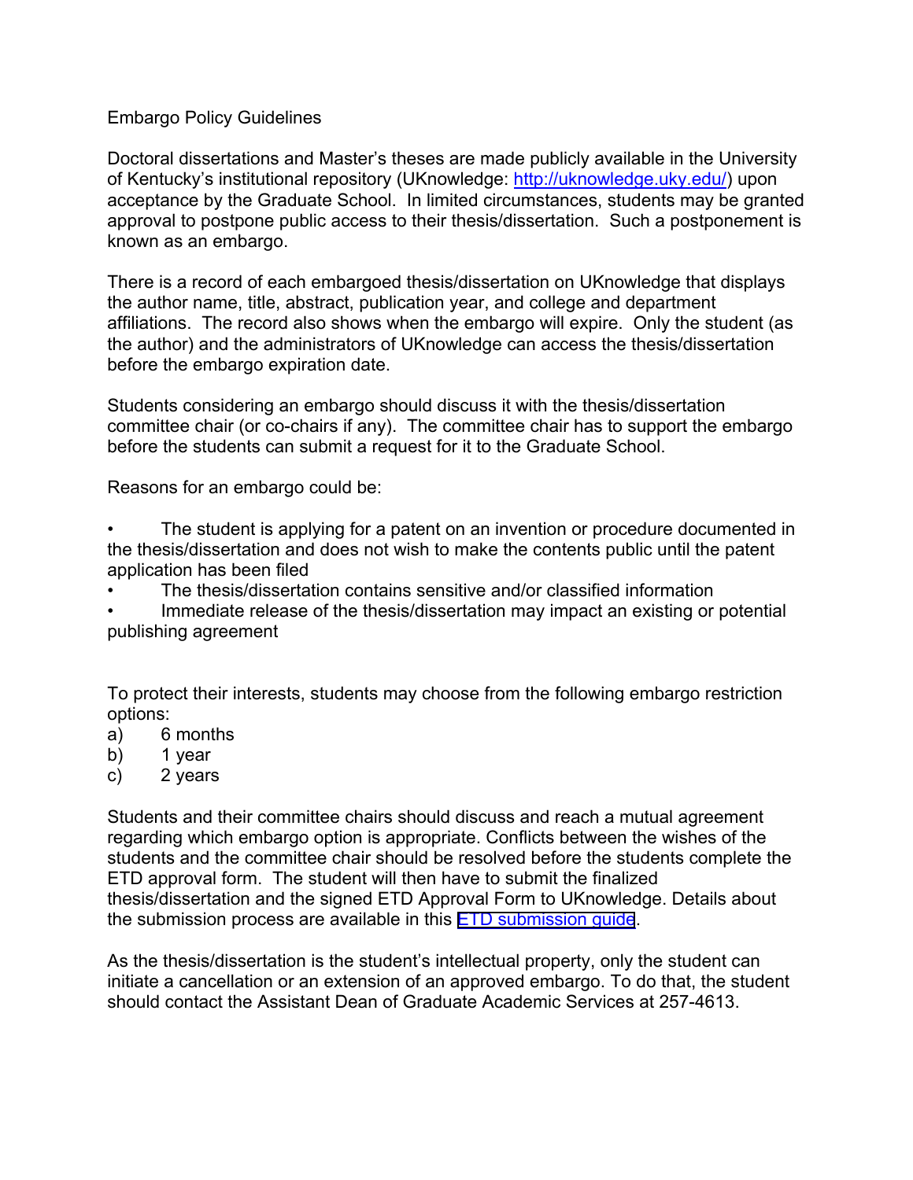# Embargo Policy Guidelines

Doctoral dissertations and Master's theses are made publicly available in the University of Kentucky's institutional repository (UKnowledge: [http://uknowledge.uky.edu/](http://uknowledge.uky.edu/)) upon acceptance by the Graduate School. In limited circumstances, students may be granted approval to postpone public access to their thesis/dissertation. Such a postponement is known as an embargo.

There is a record of each embargoed thesis/dissertation on UKnowledge that displays the author name, title, abstract, publication year, and college and department affiliations. The record also shows when the embargo will expire. Only the student (as the author) and the administrators of UKnowledge can access the thesis/dissertation before the embargo expiration date.

Students considering an embargo should discuss it with the thesis/dissertation committee chair (or co-chairs if any). The committee chair has to support the embargo before the students can submit a request for it to the Graduate School.

Reasons for an embargo could be:

- The student is applying for a patent on an invention or procedure documented in the thesis/dissertation and does not wish to make the contents public until the patent application has been filed
- The thesis/dissertation contains sensitive and/or classified information
- Immediate release of the thesis/dissertation may impact an existing or potential publishing agreement

To protect their interests, students may choose from the following embargo restriction options:

a) 6 months
b) 1 year
c) 2 years

Students and their committee chairs should discuss and reach a mutual agreement regarding which embargo option is appropriate. Conflicts between the wishes of the students and the committee chair should be resolved before the students complete the ETD approval form. The student will then have to submit the finalized thesis/dissertation and the signed ETD Approval Form to UKnowledge. Details about the submission process are available in this ETD submission guide.

As the thesis/dissertation is the student's intellectual property, only the student can initiate a cancellation or an extension of an approved embargo. To do that, the student should contact the Assistant Dean of Graduate Academic Services at 257-4613.